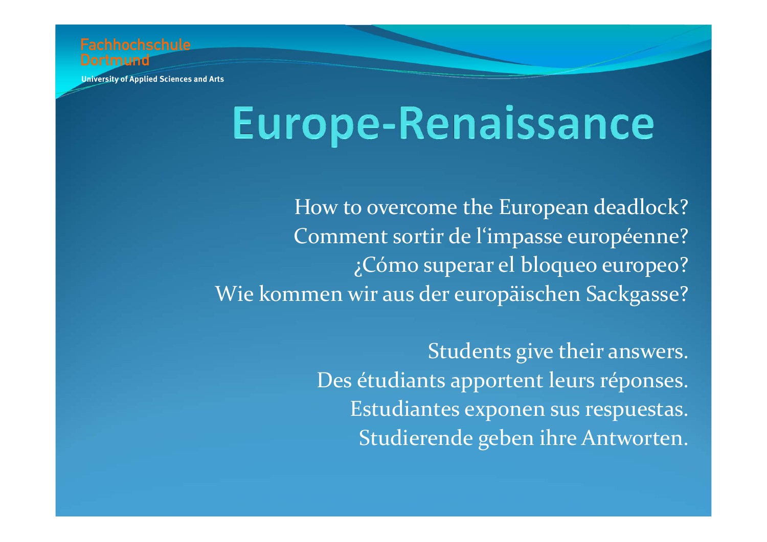Fachhochschule Dortmund

University of Applied Sciences and Arts

# Europe-Renaissance

How to overcome the European deadlock?
Comment sortir de l'impasse européenne?
¿Cómo superar el bloqueo europeo?
Wie kommen wir aus der europäischen Sackgasse?

Students give their answers.
Des étudiants apportent leurs réponses.
Estudiantes exponen sus respuestas.
Studierende geben ihre Antworten.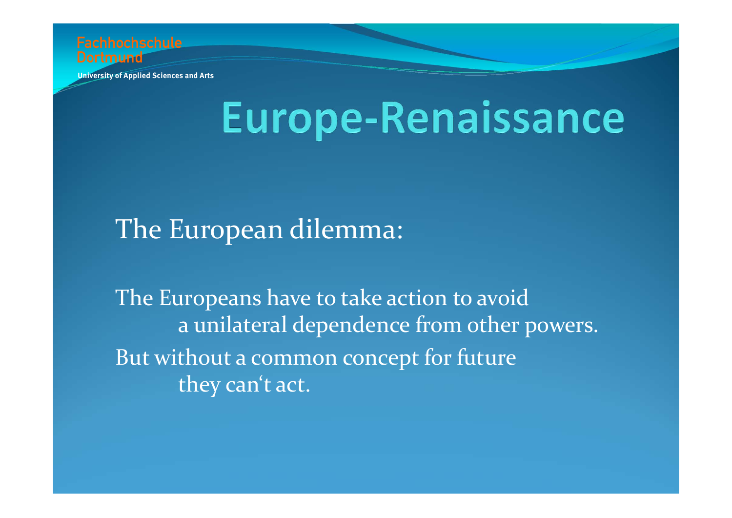# Europe-Renaissance

The European dilemma:

The Europeans have to take action to avoid a unilateral dependence from other powers.

But without a common concept for future they can‘t act.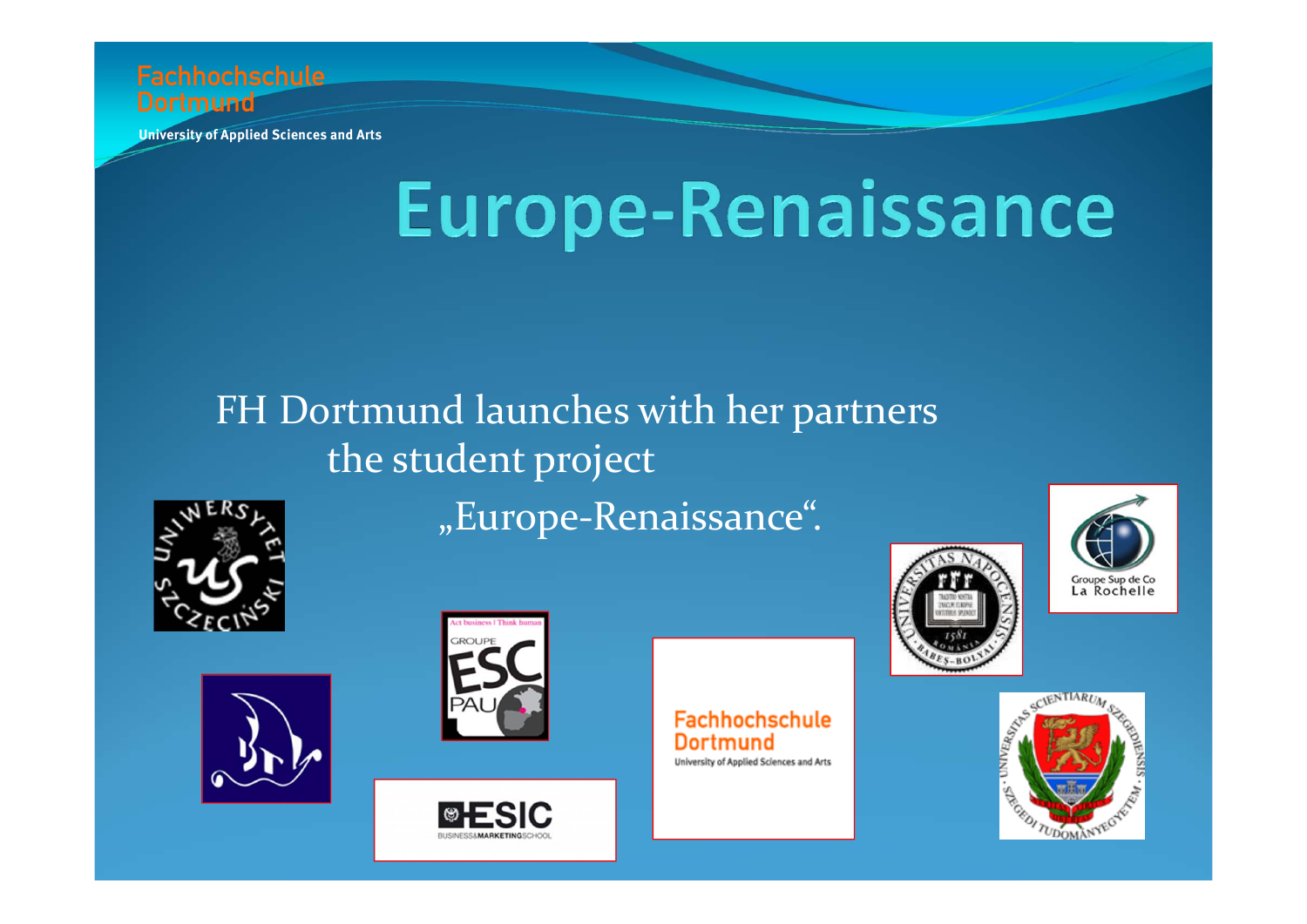# Europe-Renaissance

FH Dortmund launches with her partners the student project „Europe-Renaissance".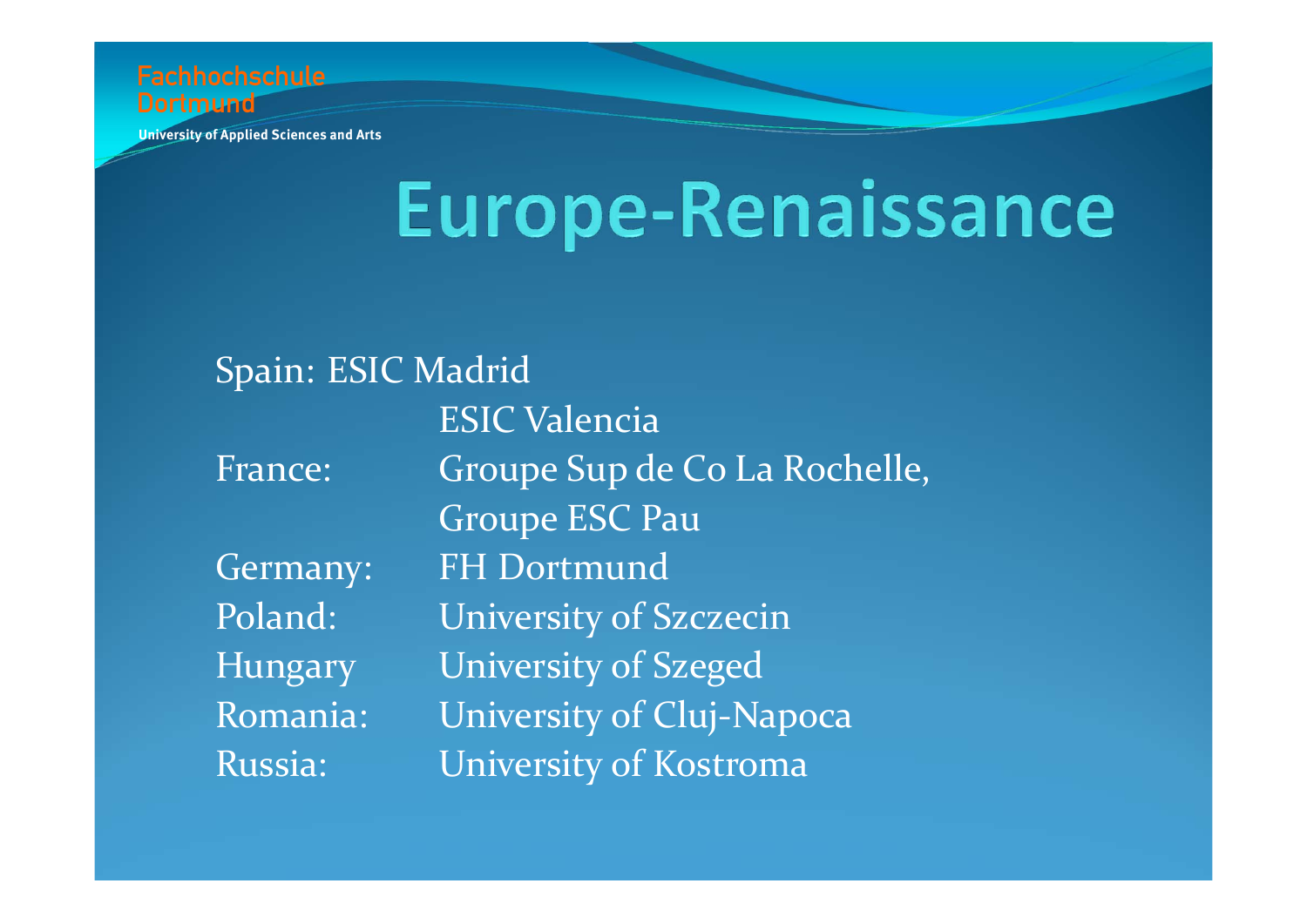# Europe-Renaissance

| | |
|---|---|
| Spain: | ESIC Madrid |
| | ESIC Valencia |
| France: | Groupe Sup de Co La Rochelle, |
| | Groupe ESC Pau |
| Germany: | FH Dortmund |
| Poland: | University of Szczecin |
| Hungary | University of Szeged |
| Romania: | University of Cluj-Napoca |
| Russia: | University of Kostroma |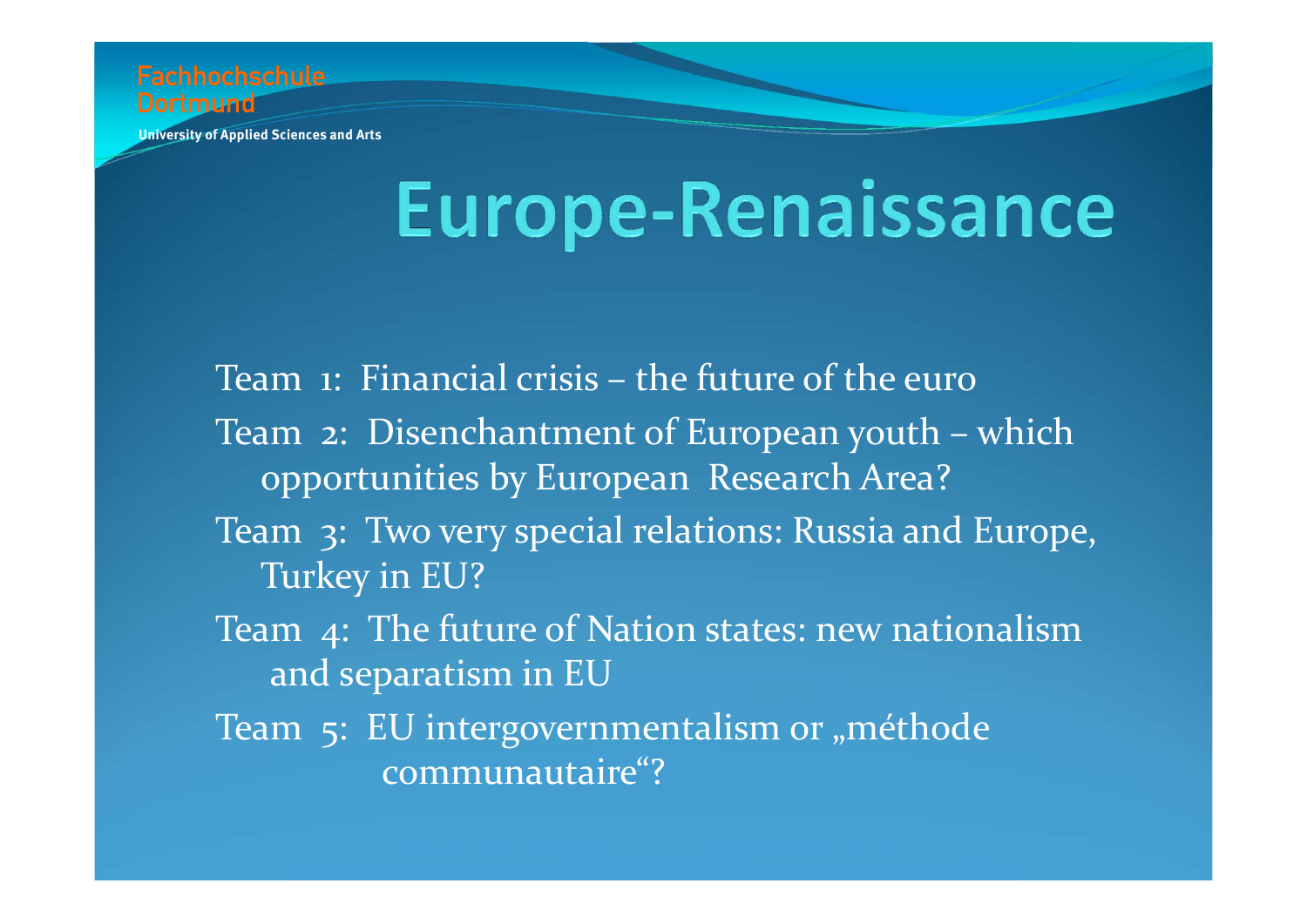Fachhochschule Dortmund

University of Applied Sciences and Arts

# Europe-Renaissance

Team 1: Financial crisis – the future of the euro

Team 2: Disenchantment of European youth – which opportunities by European Research Area?

Team 3: Two very special relations: Russia and Europe, Turkey in EU?

Team 4: The future of Nation states: new nationalism and separatism in EU

Team 5: EU intergovernmentalism or „méthode communautaire“?